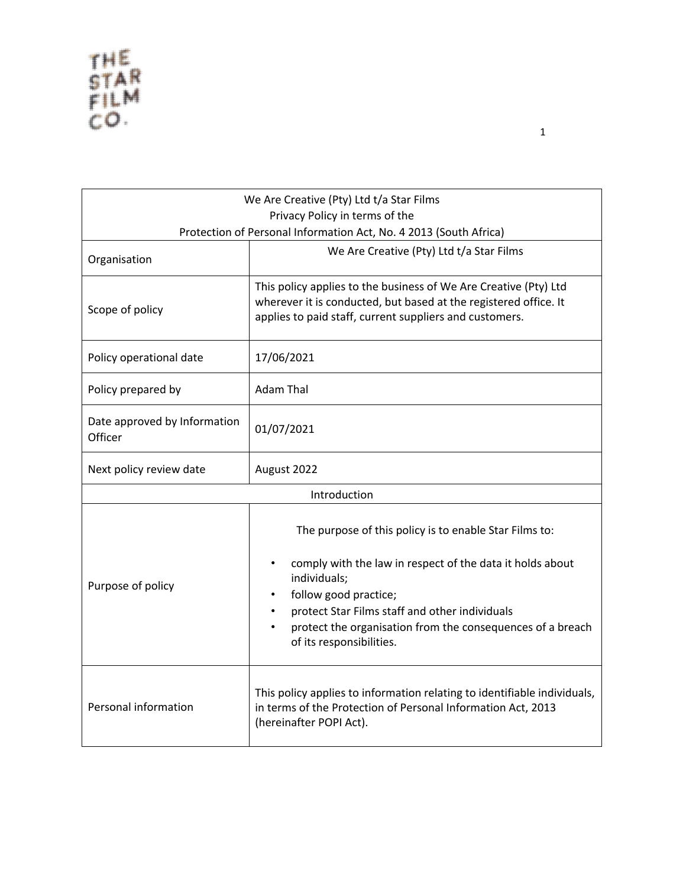THE STAR FILM CO.

| We Are Creative (Pty) Ltd t/a Star Films<br>Privacy Policy in terms of the<br>Protection of Personal Information Act, No. 4 2013 (South Africa) | |
|---|---|
| Organisation | We Are Creative (Pty) Ltd t/a Star Films |
| Scope of policy | This policy applies to the business of We Are Creative (Pty) Ltd wherever it is conducted, but based at the registered office. It applies to paid staff, current suppliers and customers. |
| Policy operational date | 17/06/2021 |
| Policy prepared by | Adam Thal |
| Date approved by Information Officer | 01/07/2021 |
| Next policy review date | August 2022 |
| Introduction | |
| Purpose of policy | The purpose of this policy is to enable Star Films to:<br>• comply with the law in respect of the data it holds about individuals;<br>• follow good practice;<br>• protect Star Films staff and other individuals<br>• protect the organisation from the consequences of a breach of its responsibilities. |
| Personal information | This policy applies to information relating to identifiable individuals, in terms of the Protection of Personal Information Act, 2013 (hereinafter POPI Act). |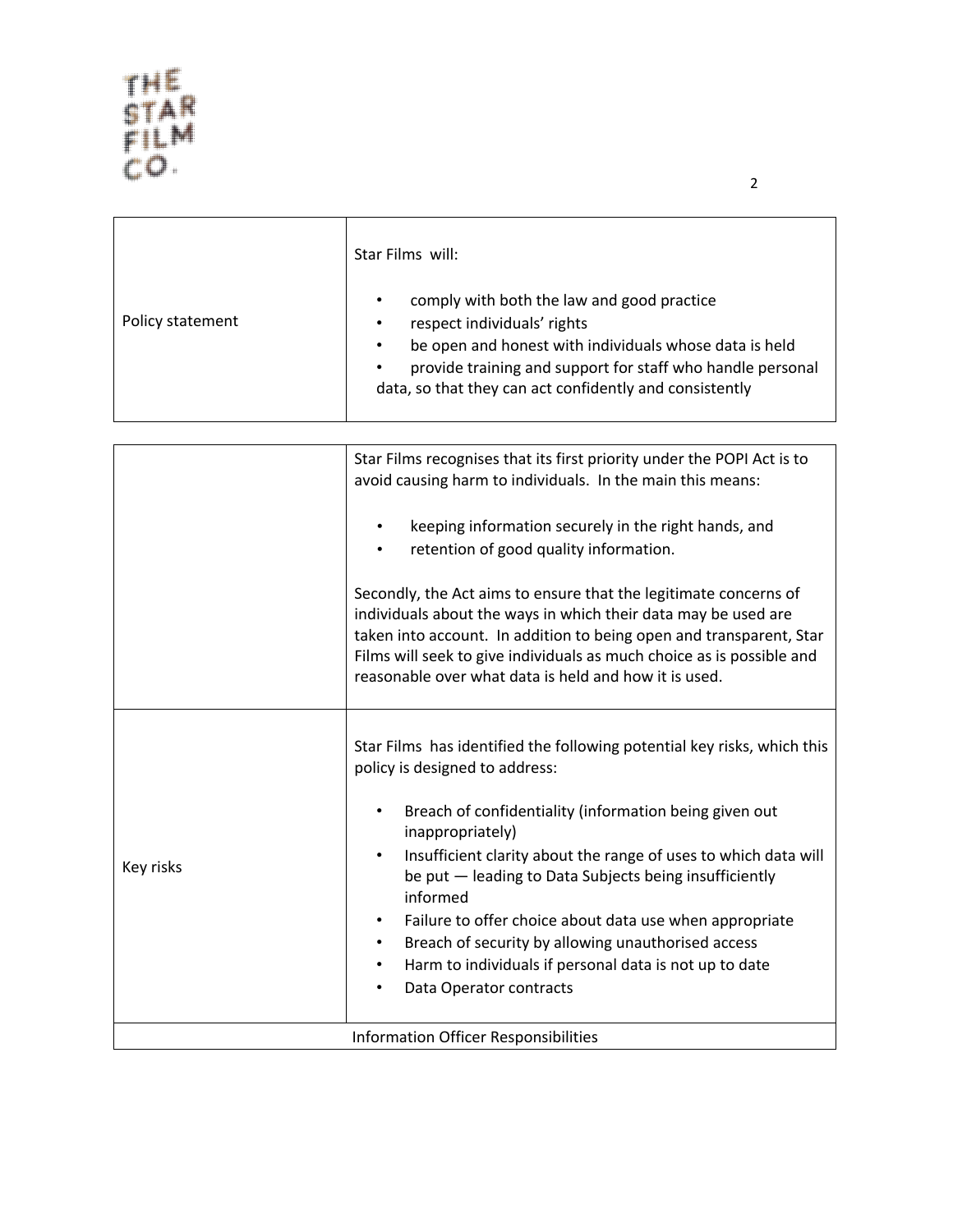| | |
|---|---|
| Policy statement | Star Films will:<br><br>• comply with both the law and good practice<br>• respect individuals' rights<br>• be open and honest with individuals whose data is held<br>• provide training and support for staff who handle personal data, so that they can act confidently and consistently |

| | |
|---|---|
| | Star Films recognises that its first priority under the POPI Act is to avoid causing harm to individuals. In the main this means:<br><br>• keeping information securely in the right hands, and<br>• retention of good quality information.<br><br>Secondly, the Act aims to ensure that the legitimate concerns of individuals about the ways in which their data may be used are taken into account. In addition to being open and transparent, Star Films will seek to give individuals as much choice as is possible and reasonable over what data is held and how it is used. |
| Key risks | Star Films has identified the following potential key risks, which this policy is designed to address:<br><br>• Breach of confidentiality (information being given out inappropriately)<br>• Insufficient clarity about the range of uses to which data will be put — leading to Data Subjects being insufficiently informed<br>• Failure to offer choice about data use when appropriate<br>• Breach of security by allowing unauthorised access<br>• Harm to individuals if personal data is not up to date<br>• Data Operator contracts |
| Information Officer Responsibilities | |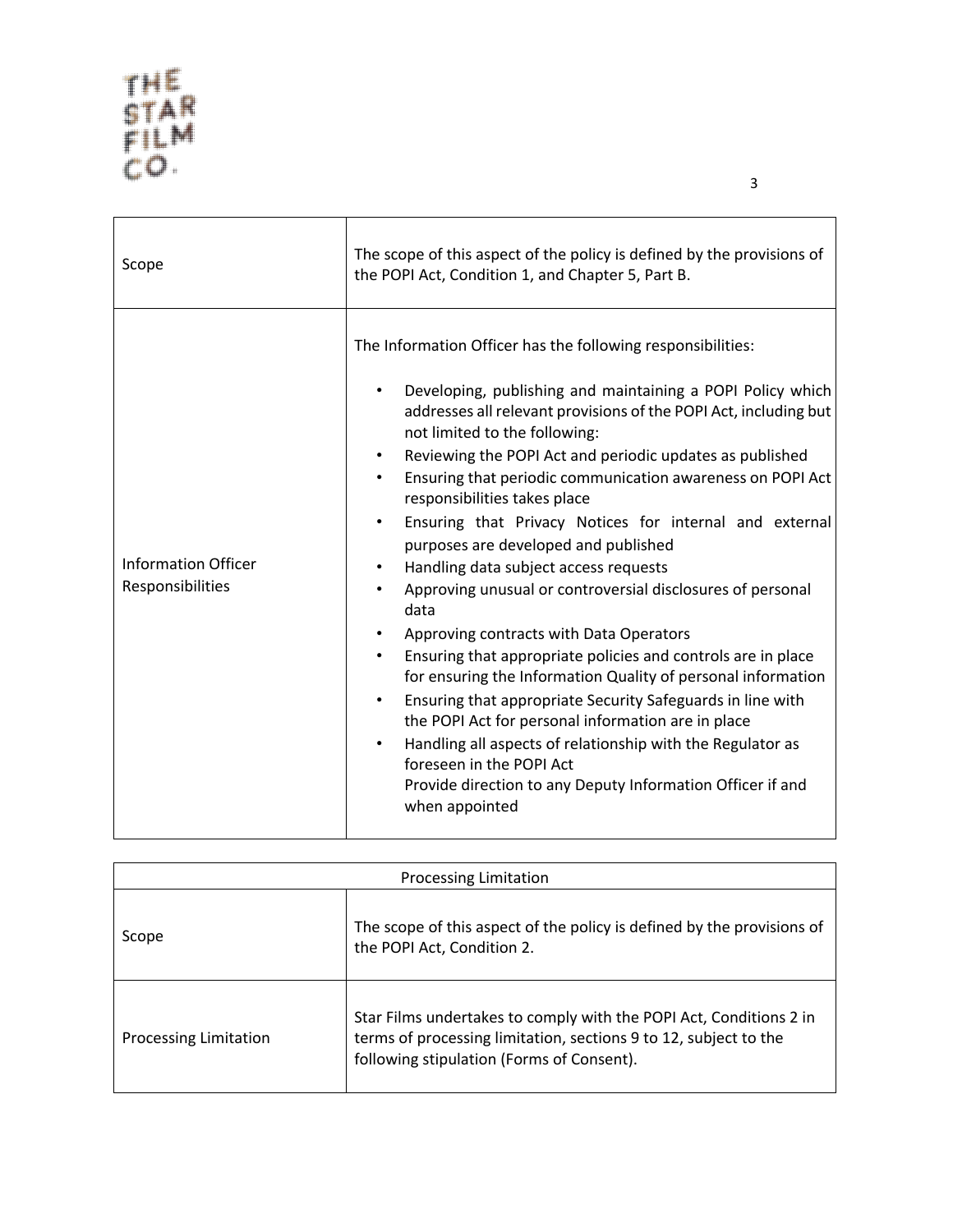| | |
|---|---|
| Scope | The scope of this aspect of the policy is defined by the provisions of the POPI Act, Condition 1, and Chapter 5, Part B. |
| Information Officer Responsibilities | The Information Officer has the following responsibilities:<br><br>• Developing, publishing and maintaining a POPI Policy which addresses all relevant provisions of the POPI Act, including but not limited to the following:<br>• Reviewing the POPI Act and periodic updates as published<br>• Ensuring that periodic communication awareness on POPI Act responsibilities takes place<br>• Ensuring that Privacy Notices for internal and external purposes are developed and published<br>• Handling data subject access requests<br>• Approving unusual or controversial disclosures of personal data<br>• Approving contracts with Data Operators<br>• Ensuring that appropriate policies and controls are in place for ensuring the Information Quality of personal information<br>• Ensuring that appropriate Security Safeguards in line with the POPI Act for personal information are in place<br>• Handling all aspects of relationship with the Regulator as foreseen in the POPI Act<br>Provide direction to any Deputy Information Officer if and when appointed |

| Processing Limitation | |
|---|---|
| Scope | The scope of this aspect of the policy is defined by the provisions of the POPI Act, Condition 2. |
| Processing Limitation | Star Films undertakes to comply with the POPI Act, Conditions 2 in terms of processing limitation, sections 9 to 12, subject to the following stipulation (Forms of Consent). |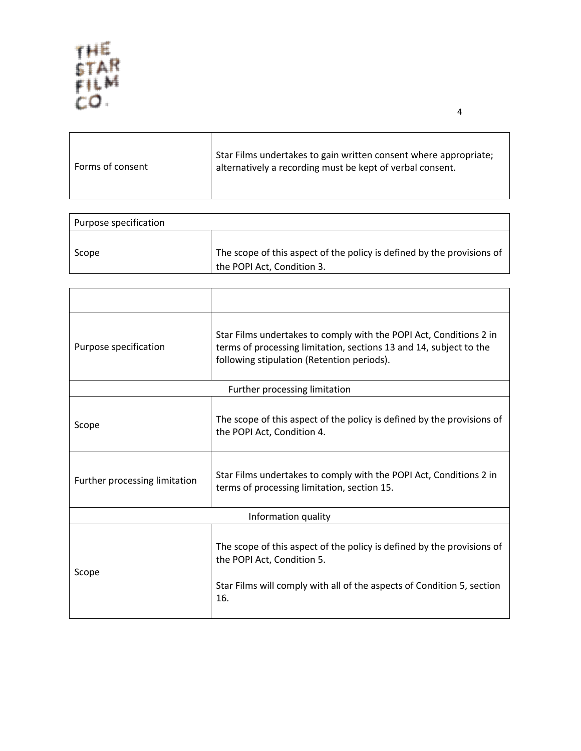| | |
|---|---|
| Forms of consent | Star Films undertakes to gain written consent where appropriate; alternatively a recording must be kept of verbal consent. |

| Purpose specification | |
|---|---|
| Scope | The scope of this aspect of the policy is defined by the provisions of the POPI Act, Condition 3. |

| | |
|---|---|
| Purpose specification | Star Films undertakes to comply with the POPI Act, Conditions 2 in terms of processing limitation, sections 13 and 14, subject to the following stipulation (Retention periods). |
| Further processing limitation | |
| Scope | The scope of this aspect of the policy is defined by the provisions of the POPI Act, Condition 4. |
| Further processing limitation | Star Films undertakes to comply with the POPI Act, Conditions 2 in terms of processing limitation, section 15. |
| Information quality | |
| Scope | The scope of this aspect of the policy is defined by the provisions of the POPI Act, Condition 5.<br><br>Star Films will comply with all of the aspects of Condition 5, section 16. |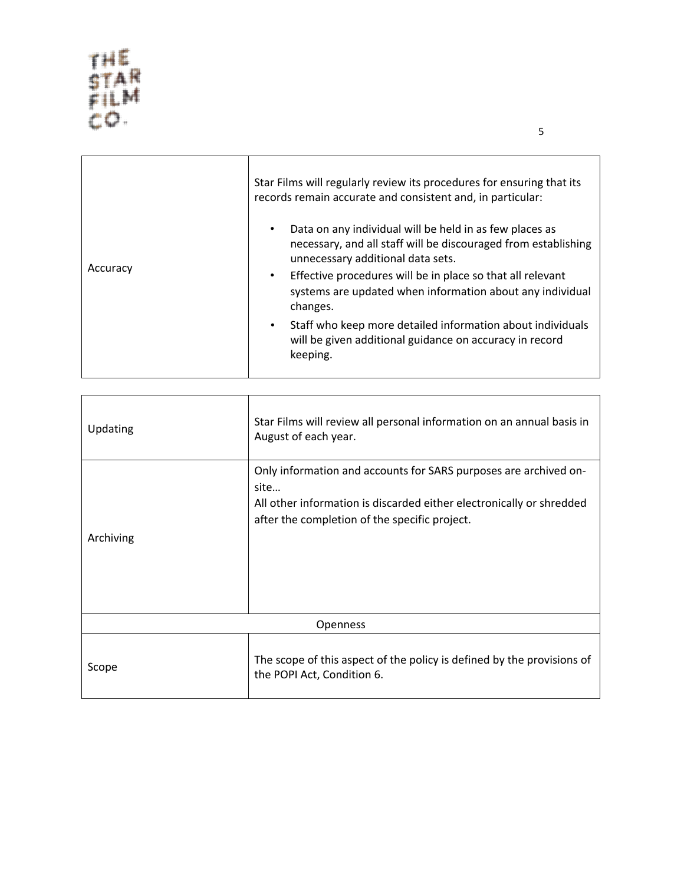| | |
|---|---|
| Accuracy | Star Films will regularly review its procedures for ensuring that its records remain accurate and consistent and, in particular:<br>• Data on any individual will be held in as few places as necessary, and all staff will be discouraged from establishing unnecessary additional data sets.<br>• Effective procedures will be in place so that all relevant systems are updated when information about any individual changes.<br>• Staff who keep more detailed information about individuals will be given additional guidance on accuracy in record keeping. |

| | |
|---|---|
| Updating | Star Films will review all personal information on an annual basis in August of each year. |
| Archiving | Only information and accounts for SARS purposes are archived on-site…<br>All other information is discarded either electronically or shredded after the completion of the specific project. |
| Openness | |
| Scope | The scope of this aspect of the policy is defined by the provisions of the POPI Act, Condition 6. |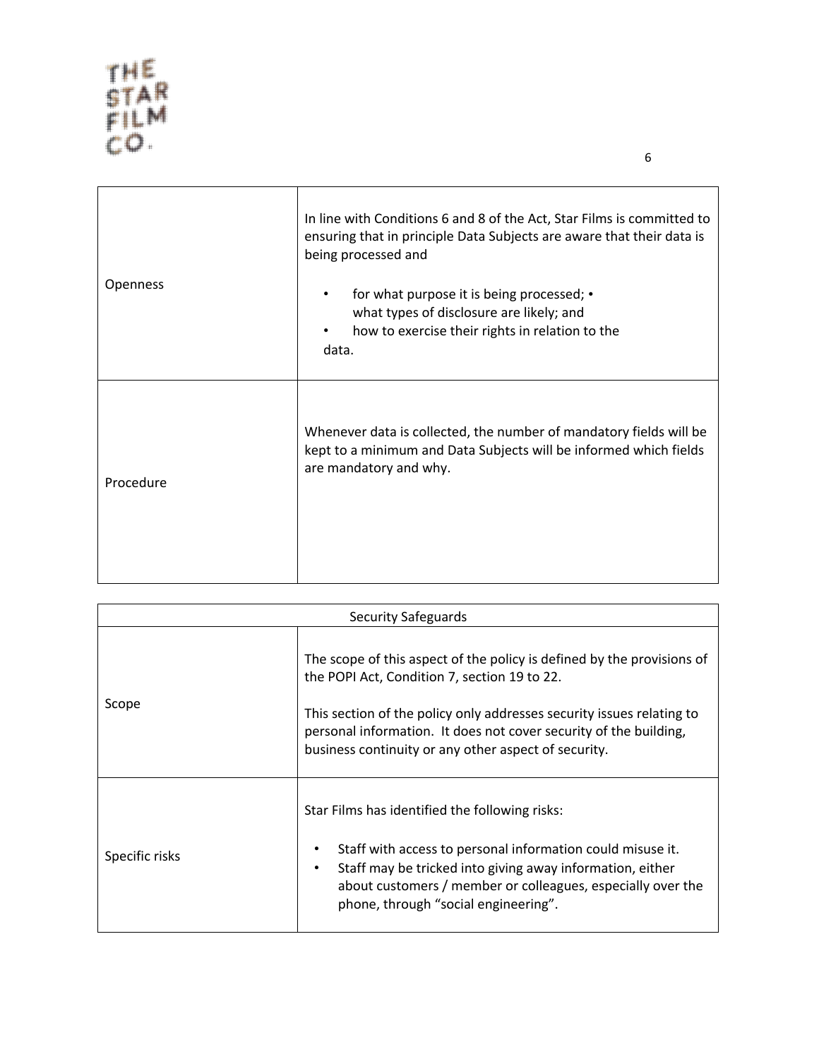| | |
|---|---|
| Openness | In line with Conditions 6 and 8 of the Act, Star Films is committed to ensuring that in principle Data Subjects are aware that their data is being processed and<br><br>• for what purpose it is being processed;<br>• what types of disclosure are likely; and<br>• how to exercise their rights in relation to the data. |
| Procedure | Whenever data is collected, the number of mandatory fields will be kept to a minimum and Data Subjects will be informed which fields are mandatory and why. |

| Security Safeguards | |
|---|---|
| Scope | The scope of this aspect of the policy is defined by the provisions of the POPI Act, Condition 7, section 19 to 22.<br><br>This section of the policy only addresses security issues relating to personal information. It does not cover security of the building, business continuity or any other aspect of security. |
| Specific risks | Star Films has identified the following risks:<br><br>• Staff with access to personal information could misuse it.<br>• Staff may be tricked into giving away information, either about customers / member or colleagues, especially over the phone, through "social engineering". |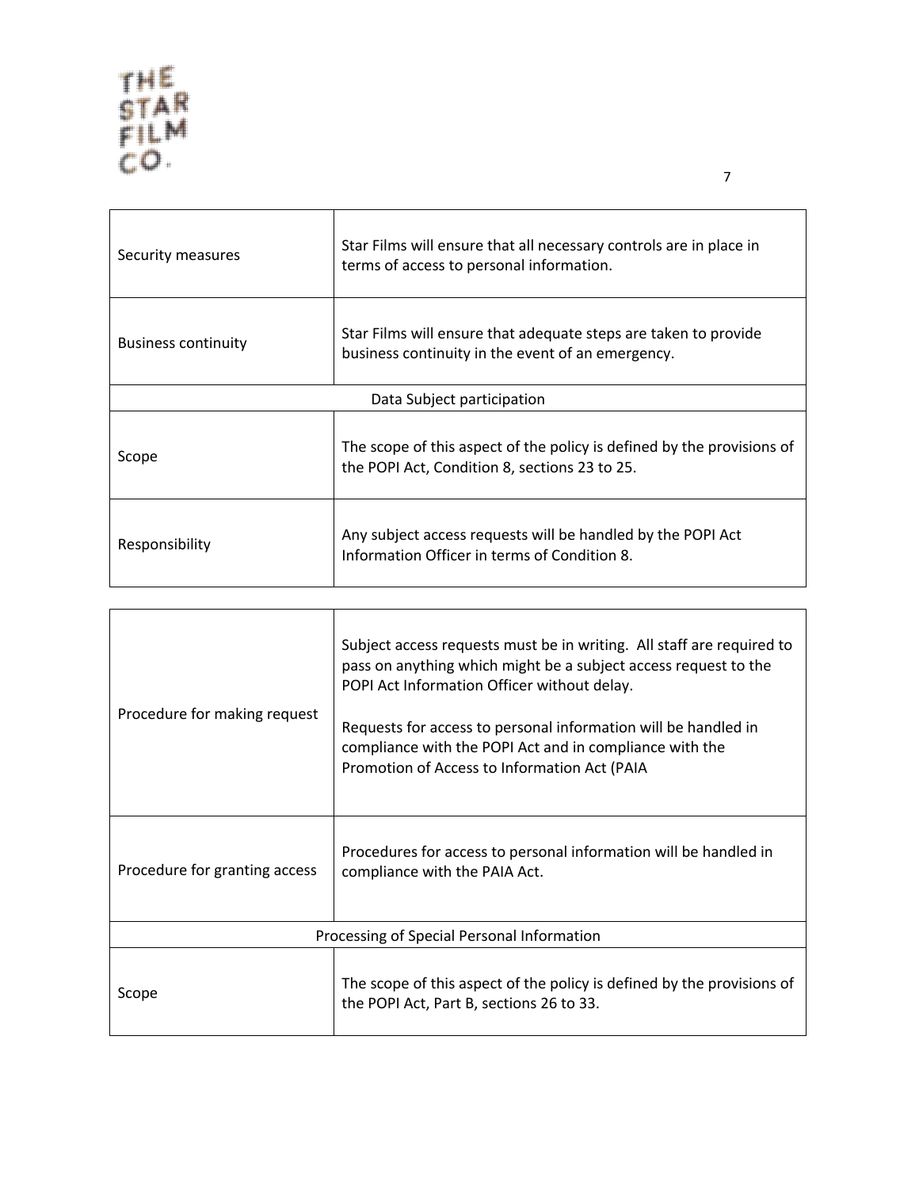| | |
|---|---|
| Security measures | Star Films will ensure that all necessary controls are in place in terms of access to personal information. |
| Business continuity | Star Films will ensure that adequate steps are taken to provide business continuity in the event of an emergency. |
| Data Subject participation | |
| Scope | The scope of this aspect of the policy is defined by the provisions of the POPI Act, Condition 8, sections 23 to 25. |
| Responsibility | Any subject access requests will be handled by the POPI Act Information Officer in terms of Condition 8. |

| | |
|---|---|
| Procedure for making request | Subject access requests must be in writing. All staff are required to pass on anything which might be a subject access request to the POPI Act Information Officer without delay.<br><br>Requests for access to personal information will be handled in compliance with the POPI Act and in compliance with the Promotion of Access to Information Act (PAIA |
| Procedure for granting access | Procedures for access to personal information will be handled in compliance with the PAIA Act. |
| Processing of Special Personal Information | |
| Scope | The scope of this aspect of the policy is defined by the provisions of the POPI Act, Part B, sections 26 to 33. |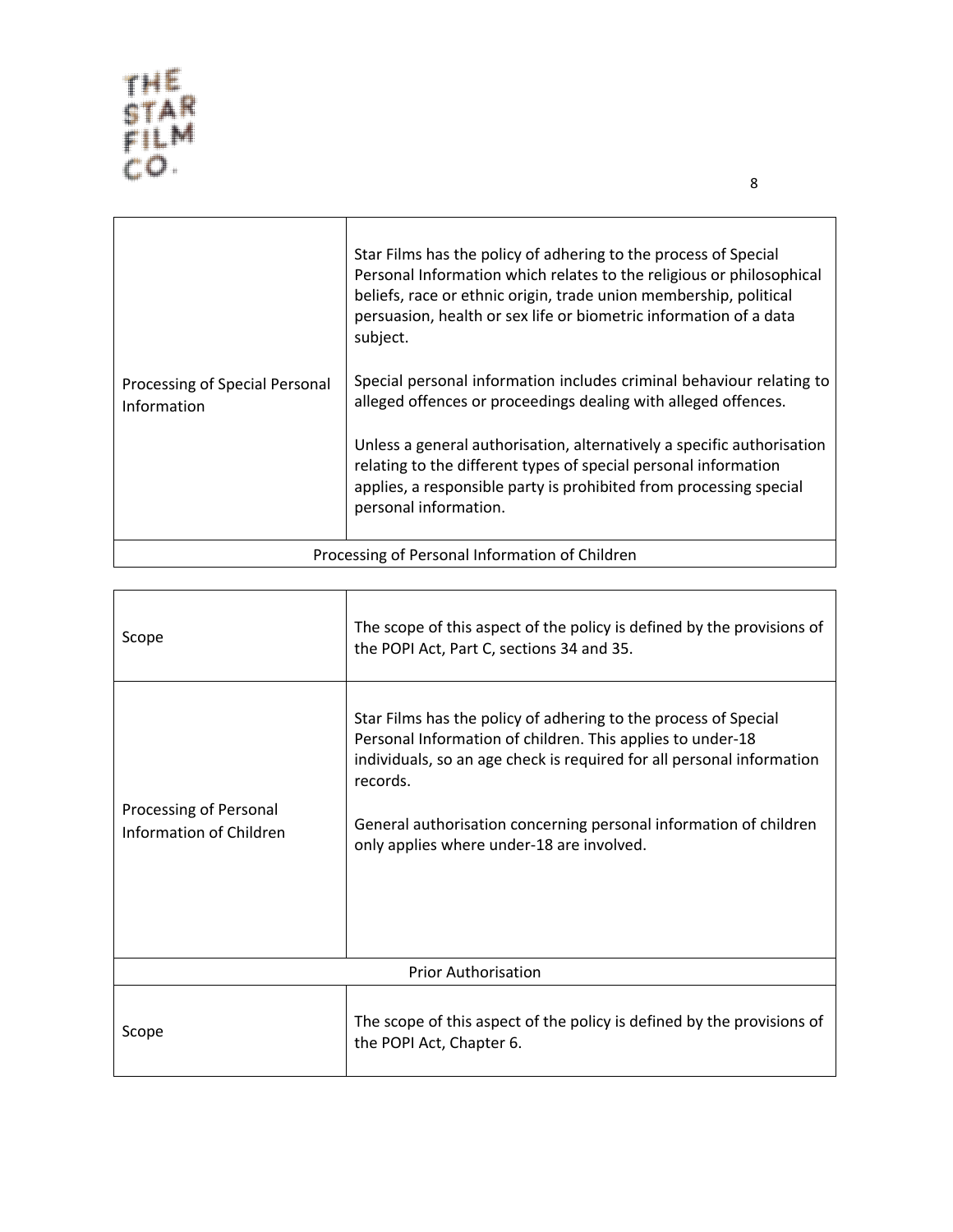| | |
|---|---|
| Processing of Special Personal Information | Star Films has the policy of adhering to the process of Special Personal Information which relates to the religious or philosophical beliefs, race or ethnic origin, trade union membership, political persuasion, health or sex life or biometric information of a data subject.<br><br>Special personal information includes criminal behaviour relating to alleged offences or proceedings dealing with alleged offences.<br><br>Unless a general authorisation, alternatively a specific authorisation relating to the different types of special personal information applies, a responsible party is prohibited from processing special personal information. |
| Processing of Personal Information of Children | |

| | |
|---|---|
| Scope | The scope of this aspect of the policy is defined by the provisions of the POPI Act, Part C, sections 34 and 35. |
| Processing of Personal Information of Children | Star Films has the policy of adhering to the process of Special Personal Information of children. This applies to under-18 individuals, so an age check is required for all personal information records.<br><br>General authorisation concerning personal information of children only applies where under-18 are involved. |
| Prior Authorisation | |
| Scope | The scope of this aspect of the policy is defined by the provisions of the POPI Act, Chapter 6. |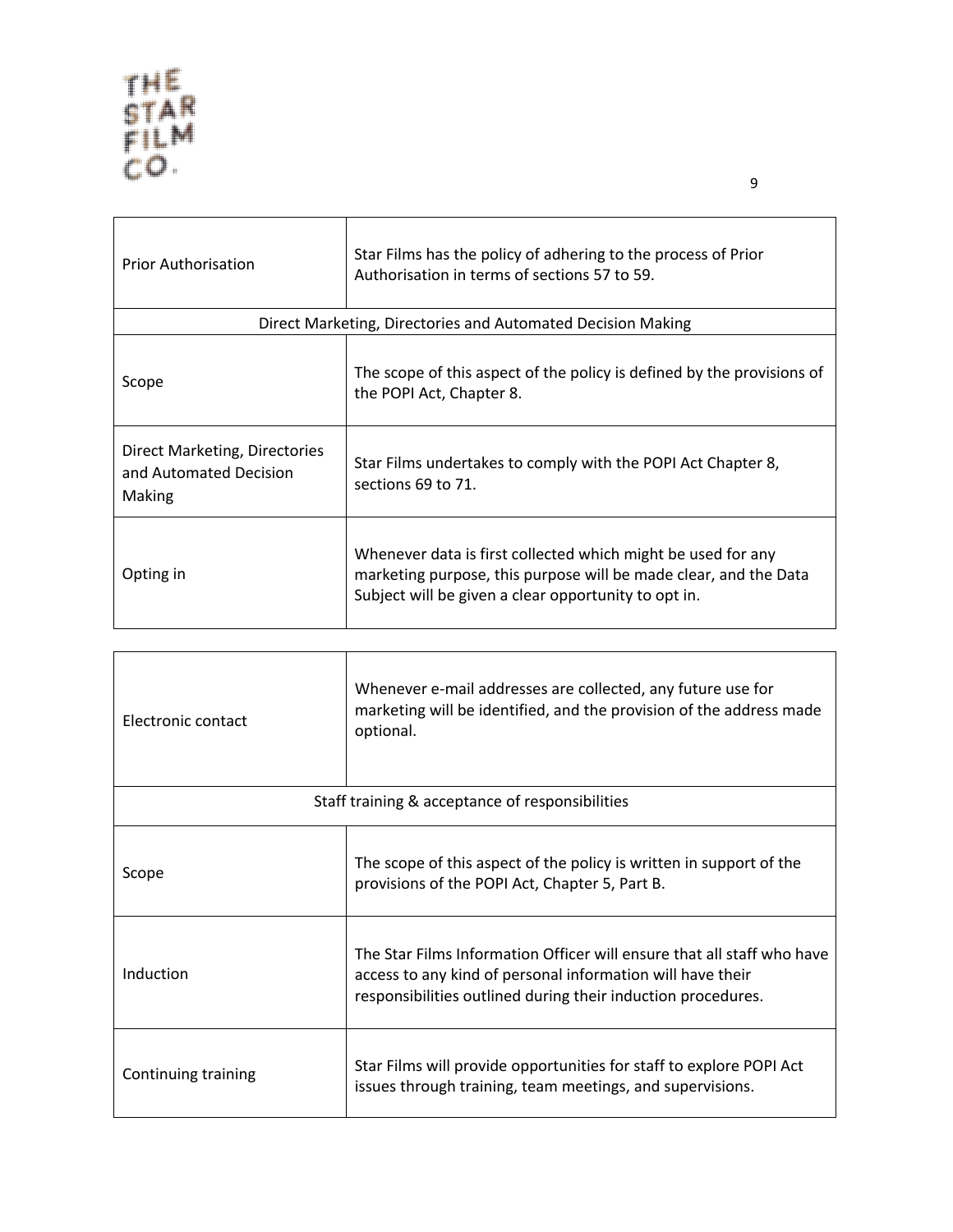| | |
|---|---|
| Prior Authorisation | Star Films has the policy of adhering to the process of Prior Authorisation in terms of sections 57 to 59. |
| Direct Marketing, Directories and Automated Decision Making | |
| Scope | The scope of this aspect of the policy is defined by the provisions of the POPI Act, Chapter 8. |
| Direct Marketing, Directories and Automated Decision Making | Star Films undertakes to comply with the POPI Act Chapter 8, sections 69 to 71. |
| Opting in | Whenever data is first collected which might be used for any marketing purpose, this purpose will be made clear, and the Data Subject will be given a clear opportunity to opt in. |

| | |
|---|---|
| Electronic contact | Whenever e-mail addresses are collected, any future use for marketing will be identified, and the provision of the address made optional. |
| Staff training & acceptance of responsibilities | |
| Scope | The scope of this aspect of the policy is written in support of the provisions of the POPI Act, Chapter 5, Part B. |
| Induction | The Star Films Information Officer will ensure that all staff who have access to any kind of personal information will have their responsibilities outlined during their induction procedures. |
| Continuing training | Star Films will provide opportunities for staff to explore POPI Act issues through training, team meetings, and supervisions. |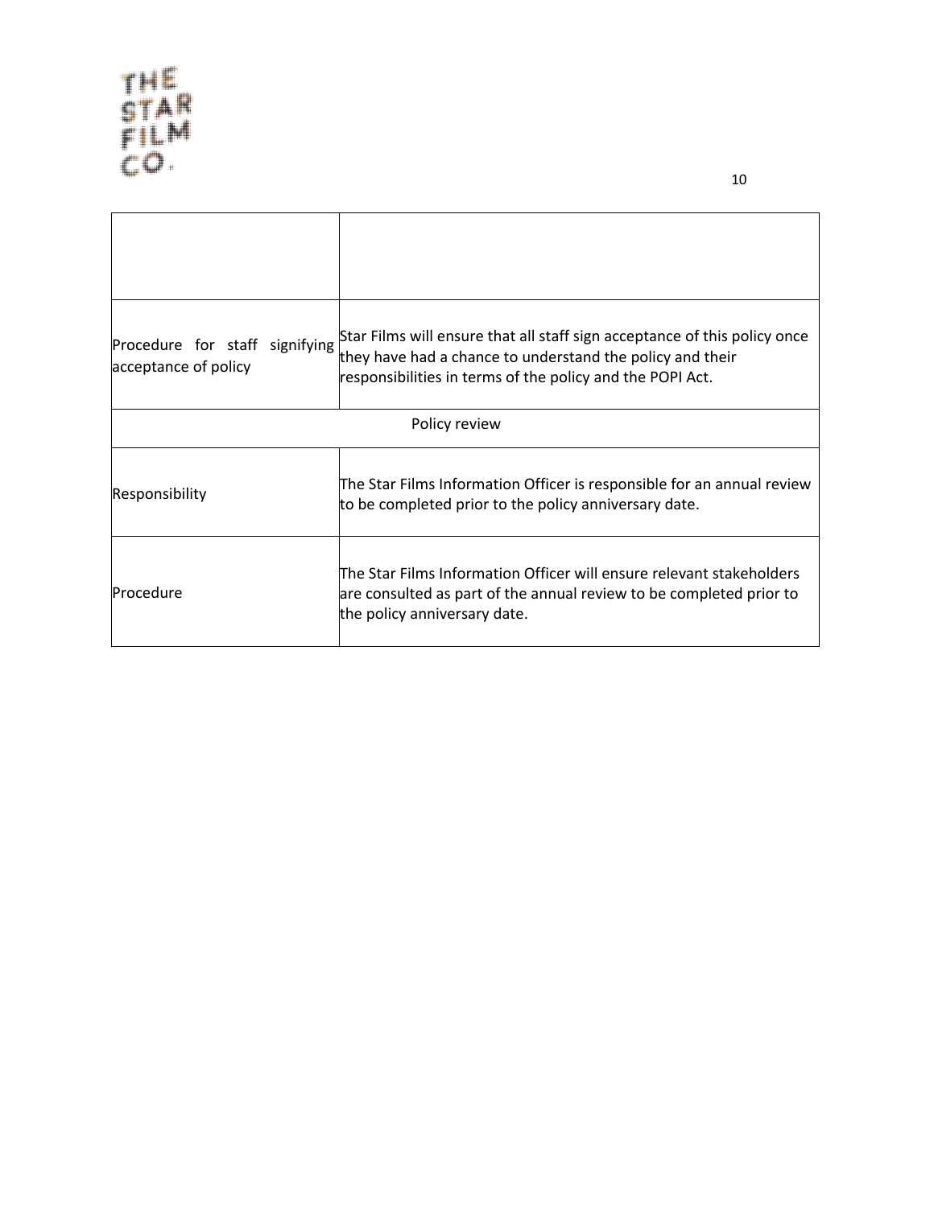| | |
|---|---|
| Procedure for staff signifying acceptance of policy | Star Films will ensure that all staff sign acceptance of this policy once they have had a chance to understand the policy and their responsibilities in terms of the policy and the POPI Act. |
| Policy review | |
| Responsibility | The Star Films Information Officer is responsible for an annual review to be completed prior to the policy anniversary date. |
| Procedure | The Star Films Information Officer will ensure relevant stakeholders are consulted as part of the annual review to be completed prior to the policy anniversary date. |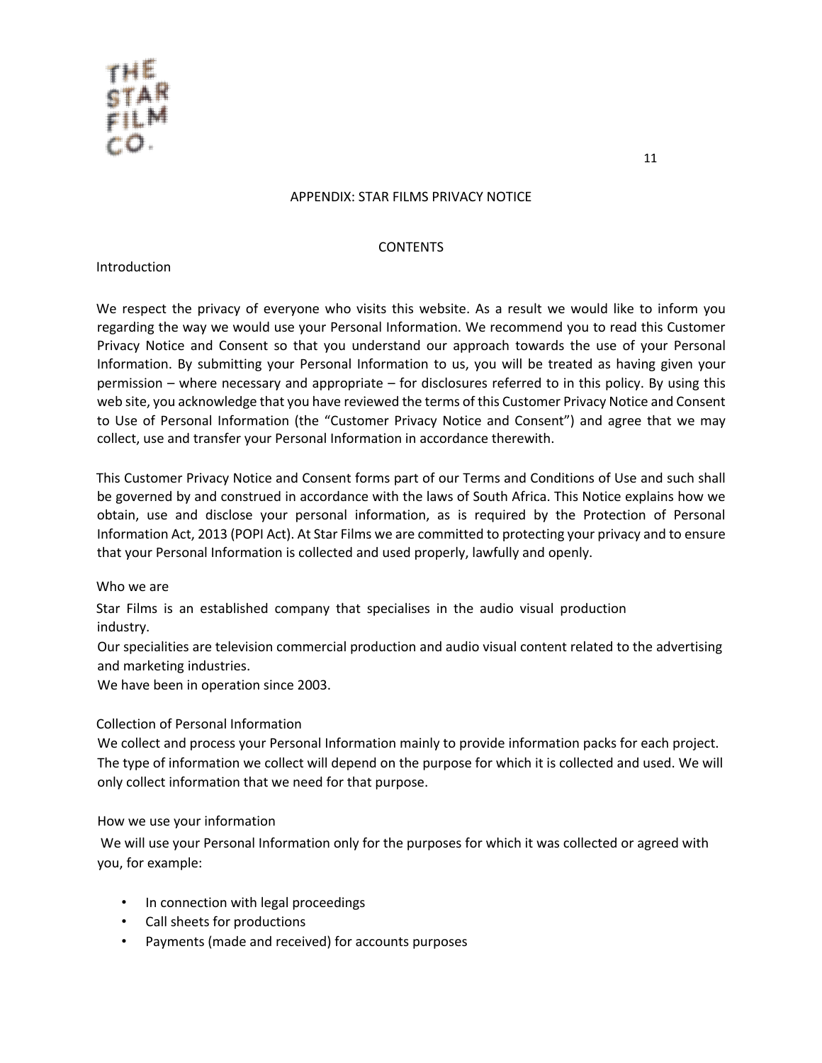# APPENDIX: STAR FILMS PRIVACY NOTICE

## CONTENTS

### Introduction

We respect the privacy of everyone who visits this website. As a result we would like to inform you regarding the way we would use your Personal Information. We recommend you to read this Customer Privacy Notice and Consent so that you understand our approach towards the use of your Personal Information. By submitting your Personal Information to us, you will be treated as having given your permission – where necessary and appropriate – for disclosures referred to in this policy. By using this web site, you acknowledge that you have reviewed the terms of this Customer Privacy Notice and Consent to Use of Personal Information (the "Customer Privacy Notice and Consent") and agree that we may collect, use and transfer your Personal Information in accordance therewith.

This Customer Privacy Notice and Consent forms part of our Terms and Conditions of Use and such shall be governed by and construed in accordance with the laws of South Africa. This Notice explains how we obtain, use and disclose your personal information, as is required by the Protection of Personal Information Act, 2013 (POPI Act). At Star Films we are committed to protecting your privacy and to ensure that your Personal Information is collected and used properly, lawfully and openly.

### Who we are

Star Films is an established company that specialises in the audio visual production industry.
Our specialities are television commercial production and audio visual content related to the advertising and marketing industries.
We have been in operation since 2003.

### Collection of Personal Information

We collect and process your Personal Information mainly to provide information packs for each project. The type of information we collect will depend on the purpose for which it is collected and used. We will only collect information that we need for that purpose.

### How we use your information

We will use your Personal Information only for the purposes for which it was collected or agreed with you, for example:

- In connection with legal proceedings
- Call sheets for productions
- Payments (made and received) for accounts purposes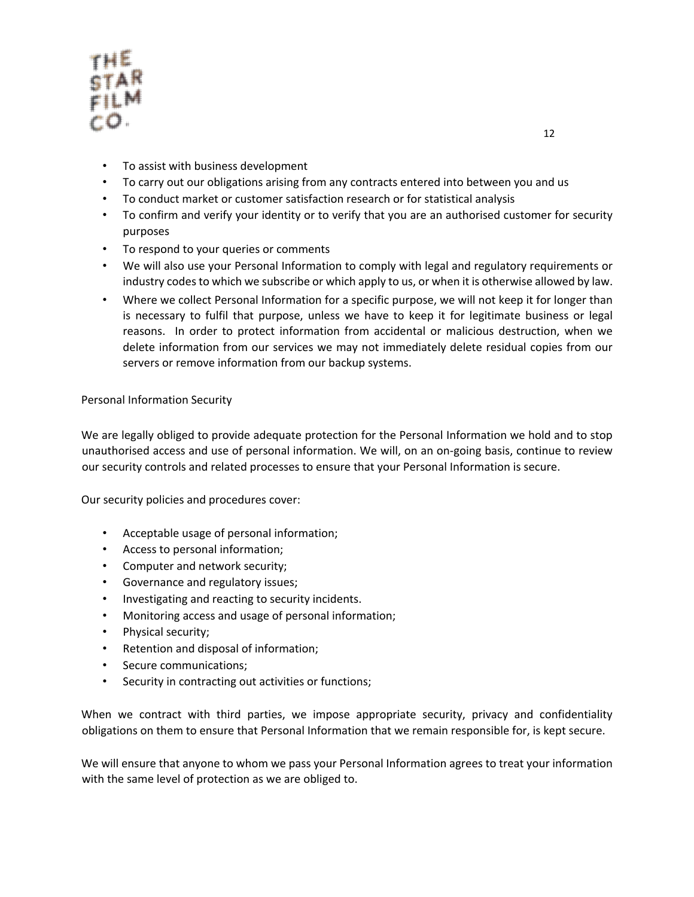- To assist with business development
- To carry out our obligations arising from any contracts entered into between you and us
- To conduct market or customer satisfaction research or for statistical analysis
- To confirm and verify your identity or to verify that you are an authorised customer for security purposes
- To respond to your queries or comments
- We will also use your Personal Information to comply with legal and regulatory requirements or industry codes to which we subscribe or which apply to us, or when it is otherwise allowed by law.
- Where we collect Personal Information for a specific purpose, we will not keep it for longer than is necessary to fulfil that purpose, unless we have to keep it for legitimate business or legal reasons. In order to protect information from accidental or malicious destruction, when we delete information from our services we may not immediately delete residual copies from our servers or remove information from our backup systems.

Personal Information Security

We are legally obliged to provide adequate protection for the Personal Information we hold and to stop unauthorised access and use of personal information. We will, on an on-going basis, continue to review our security controls and related processes to ensure that your Personal Information is secure.

Our security policies and procedures cover:

- Acceptable usage of personal information;
- Access to personal information;
- Computer and network security;
- Governance and regulatory issues;
- Investigating and reacting to security incidents.
- Monitoring access and usage of personal information;
- Physical security;
- Retention and disposal of information;
- Secure communications;
- Security in contracting out activities or functions;

When we contract with third parties, we impose appropriate security, privacy and confidentiality obligations on them to ensure that Personal Information that we remain responsible for, is kept secure.

We will ensure that anyone to whom we pass your Personal Information agrees to treat your information with the same level of protection as we are obliged to.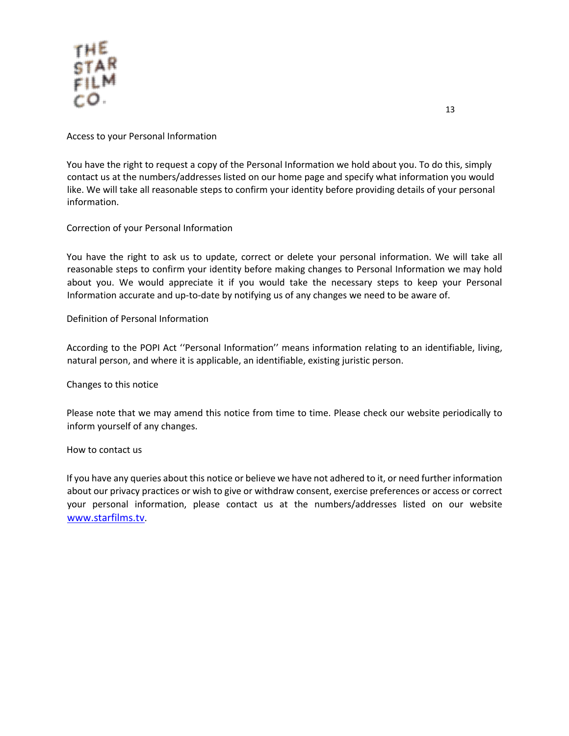## Access to your Personal Information

You have the right to request a copy of the Personal Information we hold about you. To do this, simply contact us at the numbers/addresses listed on our home page and specify what information you would like. We will take all reasonable steps to confirm your identity before providing details of your personal information.

## Correction of your Personal Information

You have the right to ask us to update, correct or delete your personal information. We will take all reasonable steps to confirm your identity before making changes to Personal Information we may hold about you. We would appreciate it if you would take the necessary steps to keep your Personal Information accurate and up-to-date by notifying us of any changes we need to be aware of.

## Definition of Personal Information

According to the POPI Act ''Personal Information'' means information relating to an identifiable, living, natural person, and where it is applicable, an identifiable, existing juristic person.

## Changes to this notice

Please note that we may amend this notice from time to time. Please check our website periodically to inform yourself of any changes.

## How to contact us

If you have any queries about this notice or believe we have not adhered to it, or need further information about our privacy practices or wish to give or withdraw consent, exercise preferences or access or correct your personal information, please contact us at the numbers/addresses listed on our website [www.starfilms.tv](http://www.starfilms.tv).